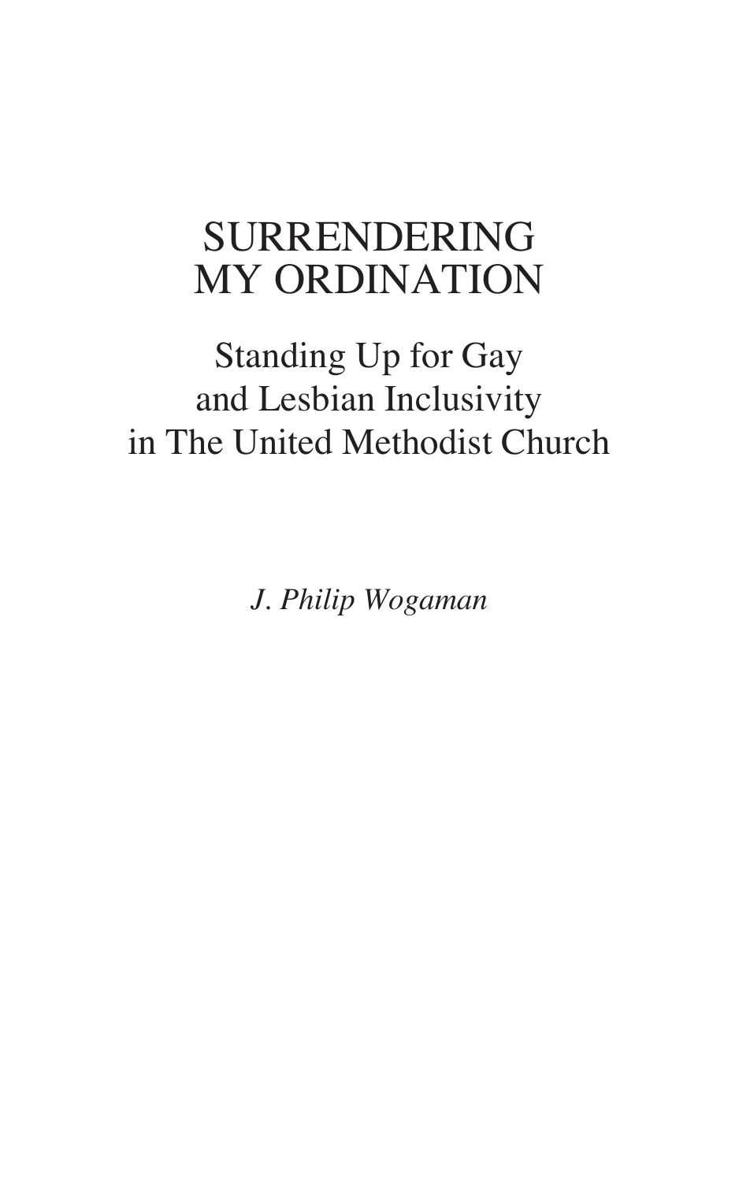# SURRENDERING MY ORDINATION

## Standing Up for Gay and Lesbian Inclusivity in The United Methodist Church

*J. Philip Wogaman*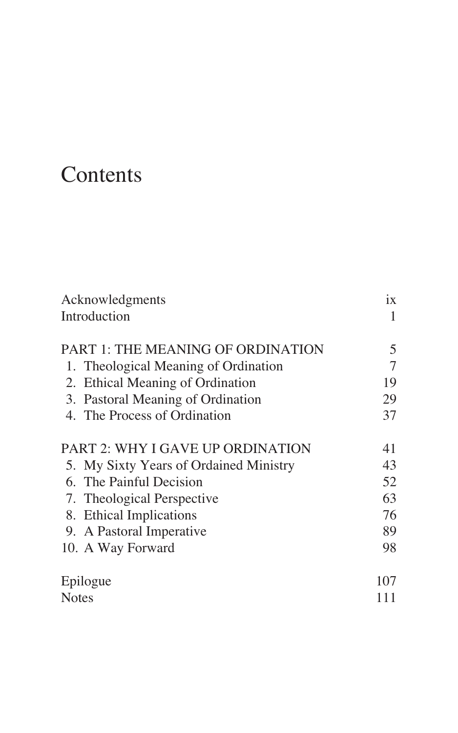# Contents

| | |
|---|---|
| Acknowledgments | ix |
| Introduction | 1 |
| **PART 1: THE MEANING OF ORDINATION** | 5 |
| 1. Theological Meaning of Ordination | 7 |
| 2. Ethical Meaning of Ordination | 19 |
| 3. Pastoral Meaning of Ordination | 29 |
| 4. The Process of Ordination | 37 |
| **PART 2: WHY I GAVE UP ORDINATION** | 41 |
| 5. My Sixty Years of Ordained Ministry | 43 |
| 6. The Painful Decision | 52 |
| 7. Theological Perspective | 63 |
| 8. Ethical Implications | 76 |
| 9. A Pastoral Imperative | 89 |
| 10. A Way Forward | 98 |
| Epilogue | 107 |
| Notes | 111 |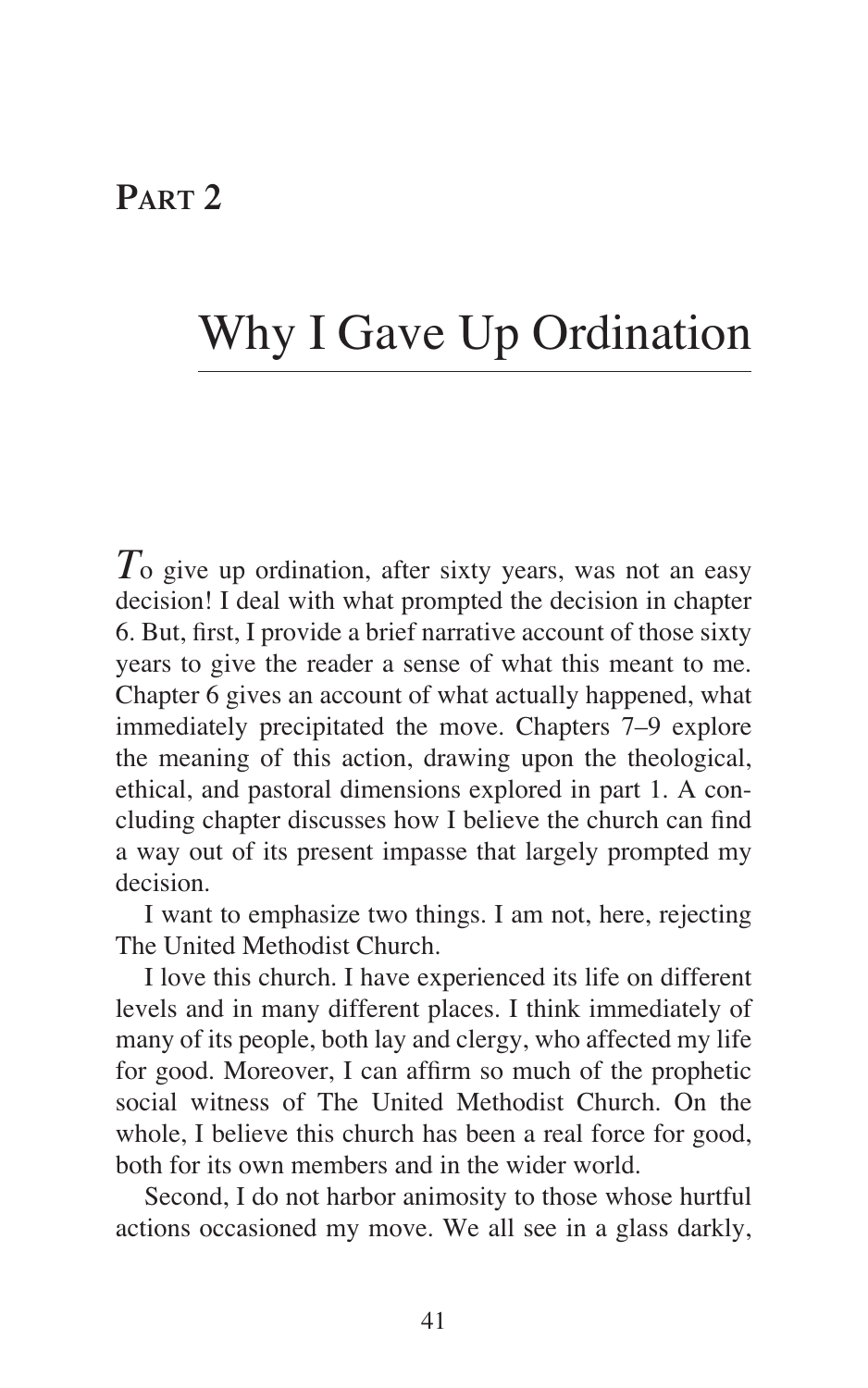# Part 2

## Why I Gave Up Ordination

*T*o give up ordination, after sixty years, was not an easy decision! I deal with what prompted the decision in chapter 6. But, first, I provide a brief narrative account of those sixty years to give the reader a sense of what this meant to me. Chapter 6 gives an account of what actually happened, what immediately precipitated the move. Chapters 7–9 explore the meaning of this action, drawing upon the theological, ethical, and pastoral dimensions explored in part 1. A concluding chapter discusses how I believe the church can find a way out of its present impasse that largely prompted my decision.

I want to emphasize two things. I am not, here, rejecting The United Methodist Church.

I love this church. I have experienced its life on different levels and in many different places. I think immediately of many of its people, both lay and clergy, who affected my life for good. Moreover, I can affirm so much of the prophetic social witness of The United Methodist Church. On the whole, I believe this church has been a real force for good, both for its own members and in the wider world.

Second, I do not harbor animosity to those whose hurtful actions occasioned my move. We all see in a glass darkly,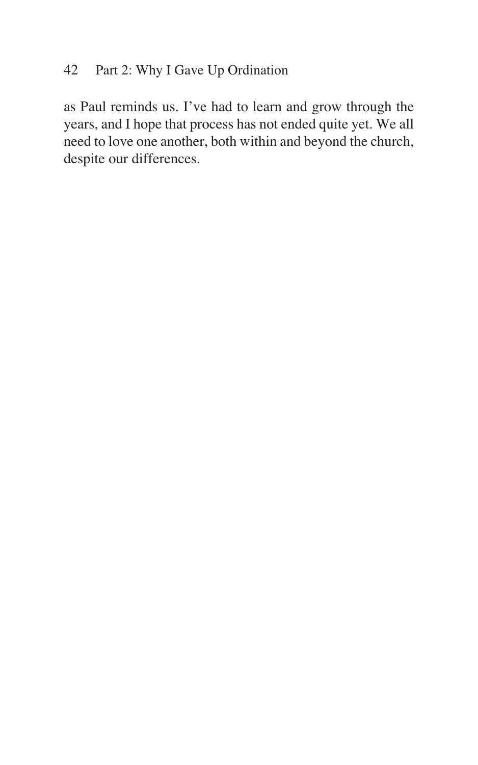as Paul reminds us. I've had to learn and grow through the years, and I hope that process has not ended quite yet. We all need to love one another, both within and beyond the church, despite our differences.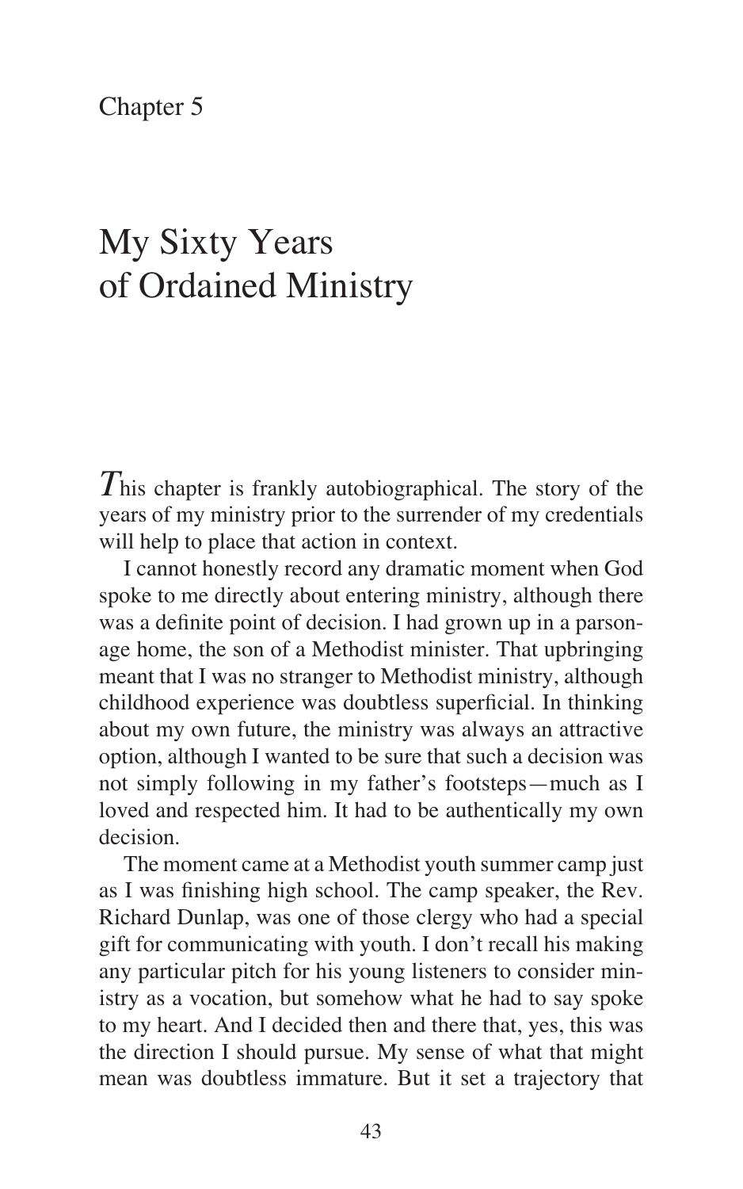Chapter 5

# My Sixty Years of Ordained Ministry

This chapter is frankly autobiographical. The story of the years of my ministry prior to the surrender of my credentials will help to place that action in context.

I cannot honestly record any dramatic moment when God spoke to me directly about entering ministry, although there was a definite point of decision. I had grown up in a parsonage home, the son of a Methodist minister. That upbringing meant that I was no stranger to Methodist ministry, although childhood experience was doubtless superficial. In thinking about my own future, the ministry was always an attractive option, although I wanted to be sure that such a decision was not simply following in my father's footsteps—much as I loved and respected him. It had to be authentically my own decision.

The moment came at a Methodist youth summer camp just as I was finishing high school. The camp speaker, the Rev. Richard Dunlap, was one of those clergy who had a special gift for communicating with youth. I don't recall his making any particular pitch for his young listeners to consider ministry as a vocation, but somehow what he had to say spoke to my heart. And I decided then and there that, yes, this was the direction I should pursue. My sense of what that might mean was doubtless immature. But it set a trajectory that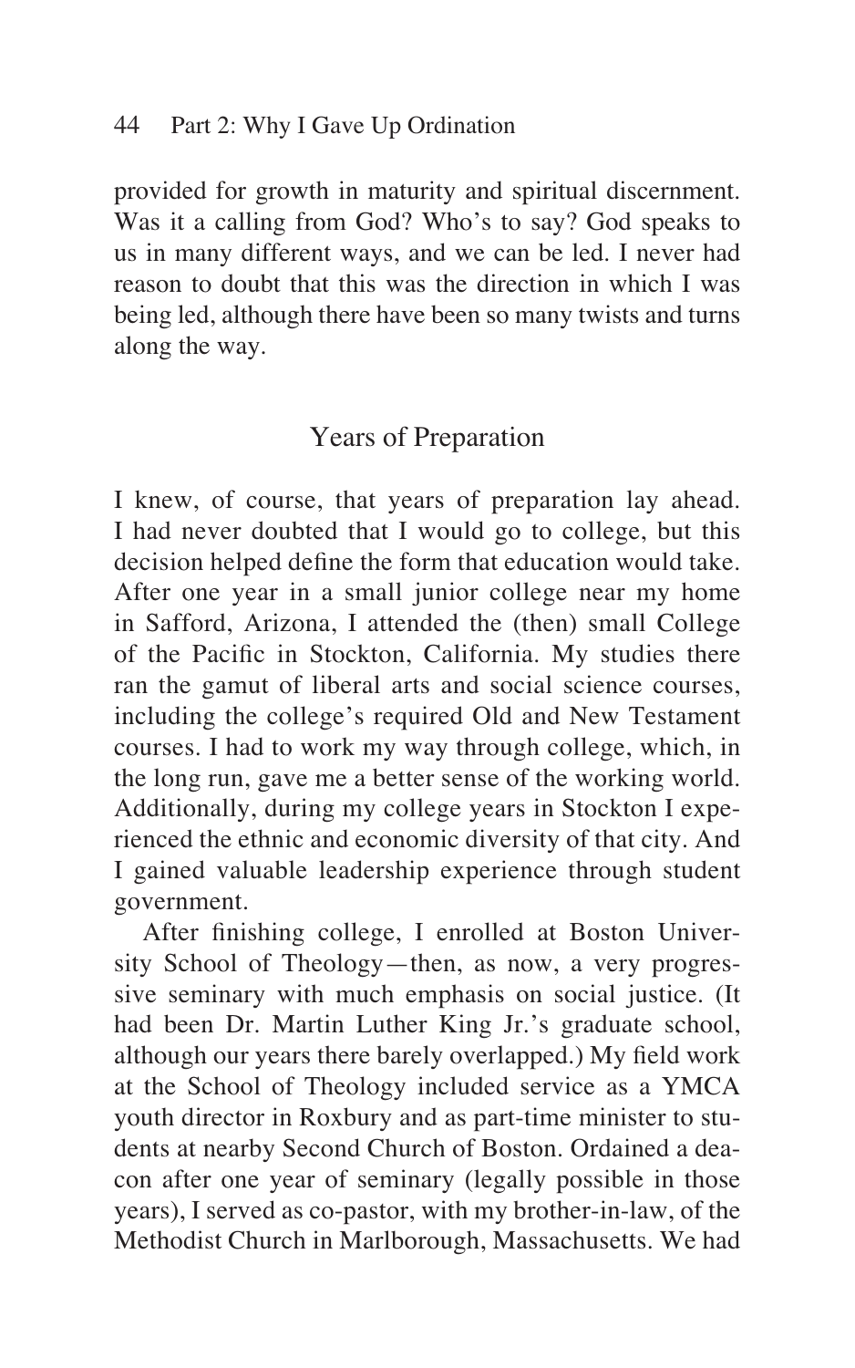provided for growth in maturity and spiritual discernment. Was it a calling from God? Who's to say? God speaks to us in many different ways, and we can be led. I never had reason to doubt that this was the direction in which I was being led, although there have been so many twists and turns along the way.

## Years of Preparation

I knew, of course, that years of preparation lay ahead. I had never doubted that I would go to college, but this decision helped define the form that education would take. After one year in a small junior college near my home in Safford, Arizona, I attended the (then) small College of the Pacific in Stockton, California. My studies there ran the gamut of liberal arts and social science courses, including the college's required Old and New Testament courses. I had to work my way through college, which, in the long run, gave me a better sense of the working world. Additionally, during my college years in Stockton I experienced the ethnic and economic diversity of that city. And I gained valuable leadership experience through student government.

After finishing college, I enrolled at Boston University School of Theology—then, as now, a very progressive seminary with much emphasis on social justice. (It had been Dr. Martin Luther King Jr.'s graduate school, although our years there barely overlapped.) My field work at the School of Theology included service as a YMCA youth director in Roxbury and as part-time minister to students at nearby Second Church of Boston. Ordained a deacon after one year of seminary (legally possible in those years), I served as co-pastor, with my brother-in-law, of the Methodist Church in Marlborough, Massachusetts. We had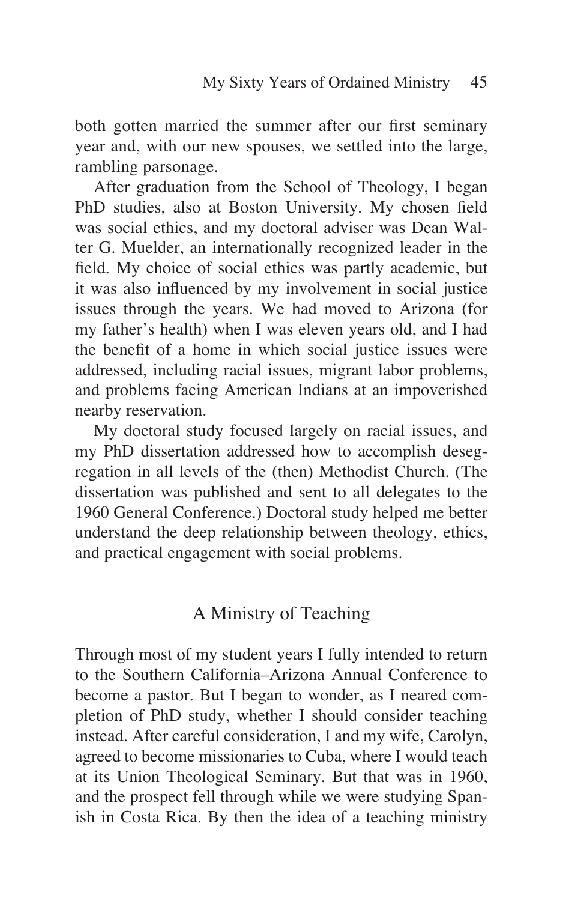both gotten married the summer after our first seminary year and, with our new spouses, we settled into the large, rambling parsonage.

After graduation from the School of Theology, I began PhD studies, also at Boston University. My chosen field was social ethics, and my doctoral adviser was Dean Walter G. Muelder, an internationally recognized leader in the field. My choice of social ethics was partly academic, but it was also influenced by my involvement in social justice issues through the years. We had moved to Arizona (for my father's health) when I was eleven years old, and I had the benefit of a home in which social justice issues were addressed, including racial issues, migrant labor problems, and problems facing American Indians at an impoverished nearby reservation.

My doctoral study focused largely on racial issues, and my PhD dissertation addressed how to accomplish desegregation in all levels of the (then) Methodist Church. (The dissertation was published and sent to all delegates to the 1960 General Conference.) Doctoral study helped me better understand the deep relationship between theology, ethics, and practical engagement with social problems.

## A Ministry of Teaching

Through most of my student years I fully intended to return to the Southern California–Arizona Annual Conference to become a pastor. But I began to wonder, as I neared completion of PhD study, whether I should consider teaching instead. After careful consideration, I and my wife, Carolyn, agreed to become missionaries to Cuba, where I would teach at its Union Theological Seminary. But that was in 1960, and the prospect fell through while we were studying Spanish in Costa Rica. By then the idea of a teaching ministry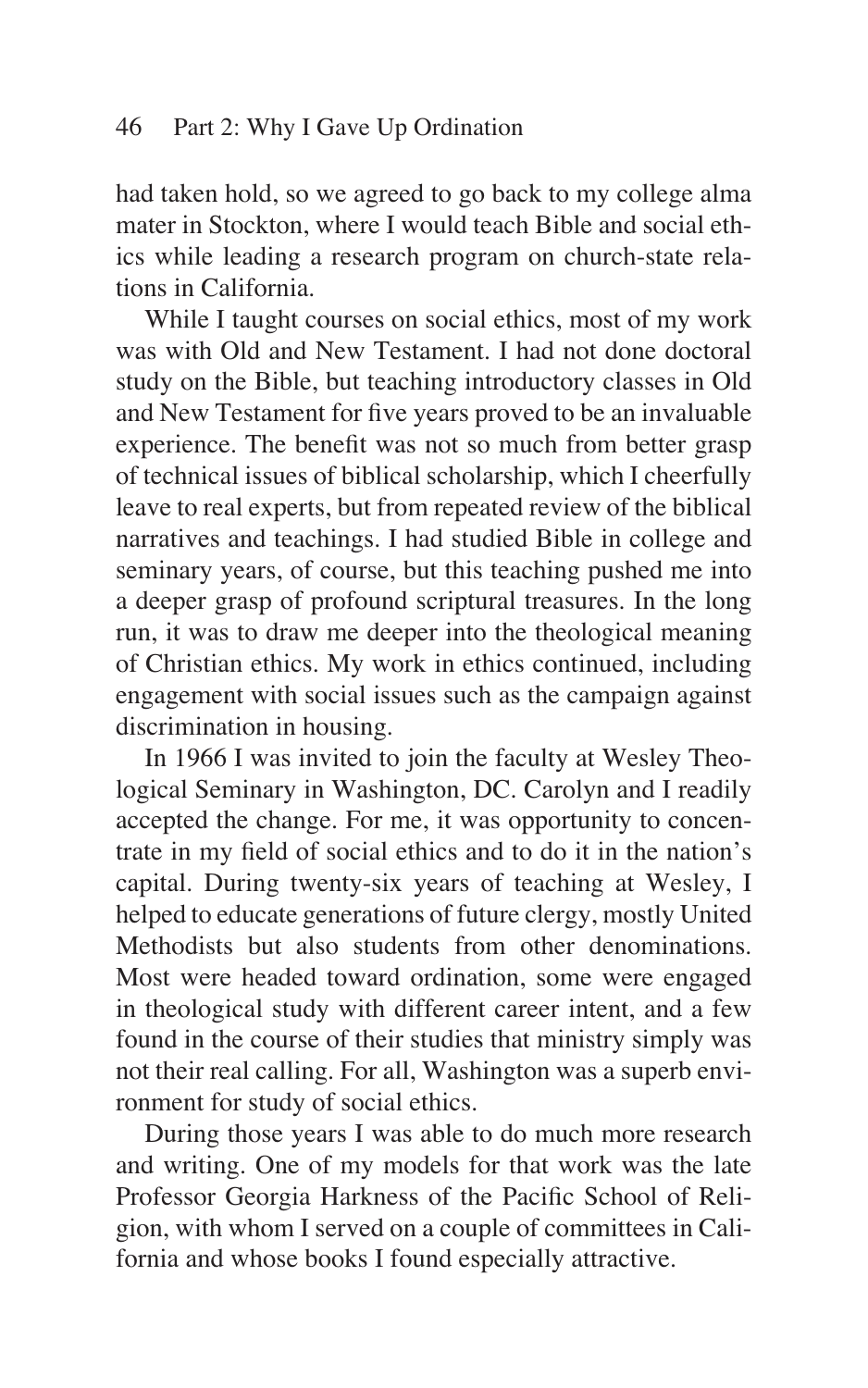had taken hold, so we agreed to go back to my college alma mater in Stockton, where I would teach Bible and social ethics while leading a research program on church-state relations in California.

While I taught courses on social ethics, most of my work was with Old and New Testament. I had not done doctoral study on the Bible, but teaching introductory classes in Old and New Testament for five years proved to be an invaluable experience. The benefit was not so much from better grasp of technical issues of biblical scholarship, which I cheerfully leave to real experts, but from repeated review of the biblical narratives and teachings. I had studied Bible in college and seminary years, of course, but this teaching pushed me into a deeper grasp of profound scriptural treasures. In the long run, it was to draw me deeper into the theological meaning of Christian ethics. My work in ethics continued, including engagement with social issues such as the campaign against discrimination in housing.

In 1966 I was invited to join the faculty at Wesley Theological Seminary in Washington, DC. Carolyn and I readily accepted the change. For me, it was opportunity to concentrate in my field of social ethics and to do it in the nation's capital. During twenty-six years of teaching at Wesley, I helped to educate generations of future clergy, mostly United Methodists but also students from other denominations. Most were headed toward ordination, some were engaged in theological study with different career intent, and a few found in the course of their studies that ministry simply was not their real calling. For all, Washington was a superb environment for study of social ethics.

During those years I was able to do much more research and writing. One of my models for that work was the late Professor Georgia Harkness of the Pacific School of Religion, with whom I served on a couple of committees in California and whose books I found especially attractive.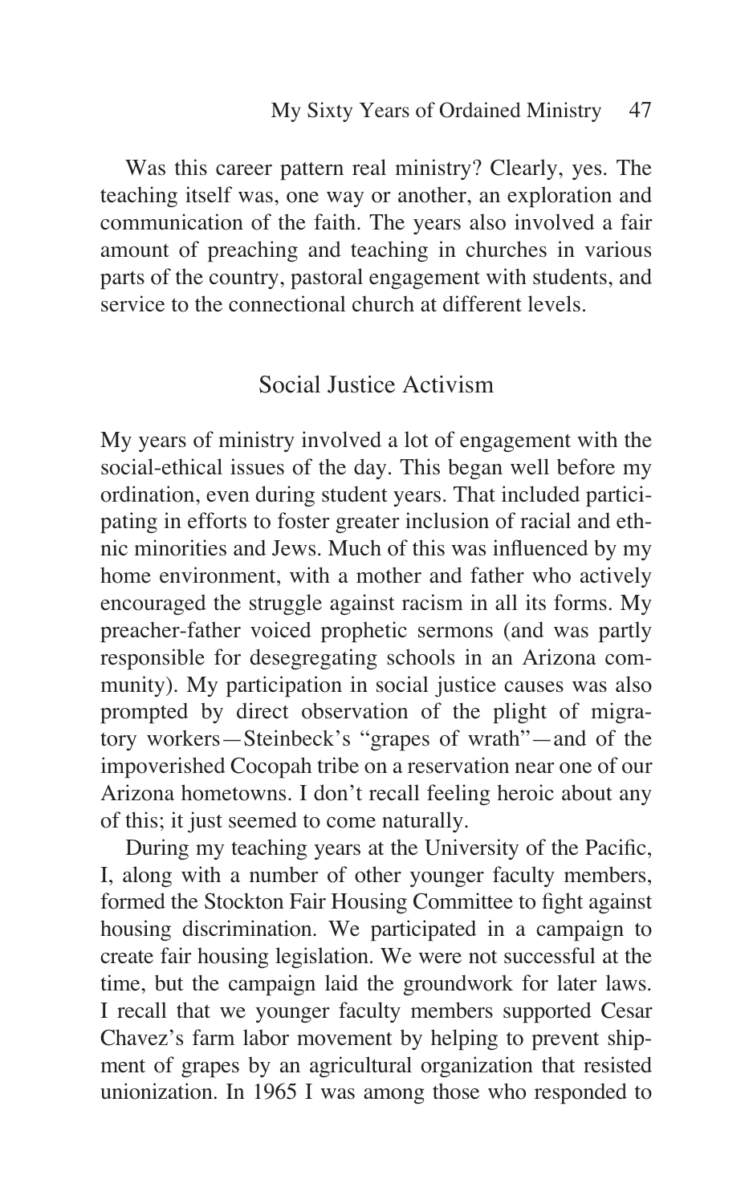Was this career pattern real ministry? Clearly, yes. The teaching itself was, one way or another, an exploration and communication of the faith. The years also involved a fair amount of preaching and teaching in churches in various parts of the country, pastoral engagement with students, and service to the connectional church at different levels.

## Social Justice Activism

My years of ministry involved a lot of engagement with the social-ethical issues of the day. This began well before my ordination, even during student years. That included participating in efforts to foster greater inclusion of racial and ethnic minorities and Jews. Much of this was influenced by my home environment, with a mother and father who actively encouraged the struggle against racism in all its forms. My preacher-father voiced prophetic sermons (and was partly responsible for desegregating schools in an Arizona community). My participation in social justice causes was also prompted by direct observation of the plight of migratory workers—Steinbeck's "grapes of wrath"—and of the impoverished Cocopah tribe on a reservation near one of our Arizona hometowns. I don't recall feeling heroic about any of this; it just seemed to come naturally.

During my teaching years at the University of the Pacific, I, along with a number of other younger faculty members, formed the Stockton Fair Housing Committee to fight against housing discrimination. We participated in a campaign to create fair housing legislation. We were not successful at the time, but the campaign laid the groundwork for later laws. I recall that we younger faculty members supported Cesar Chavez's farm labor movement by helping to prevent shipment of grapes by an agricultural organization that resisted unionization. In 1965 I was among those who responded to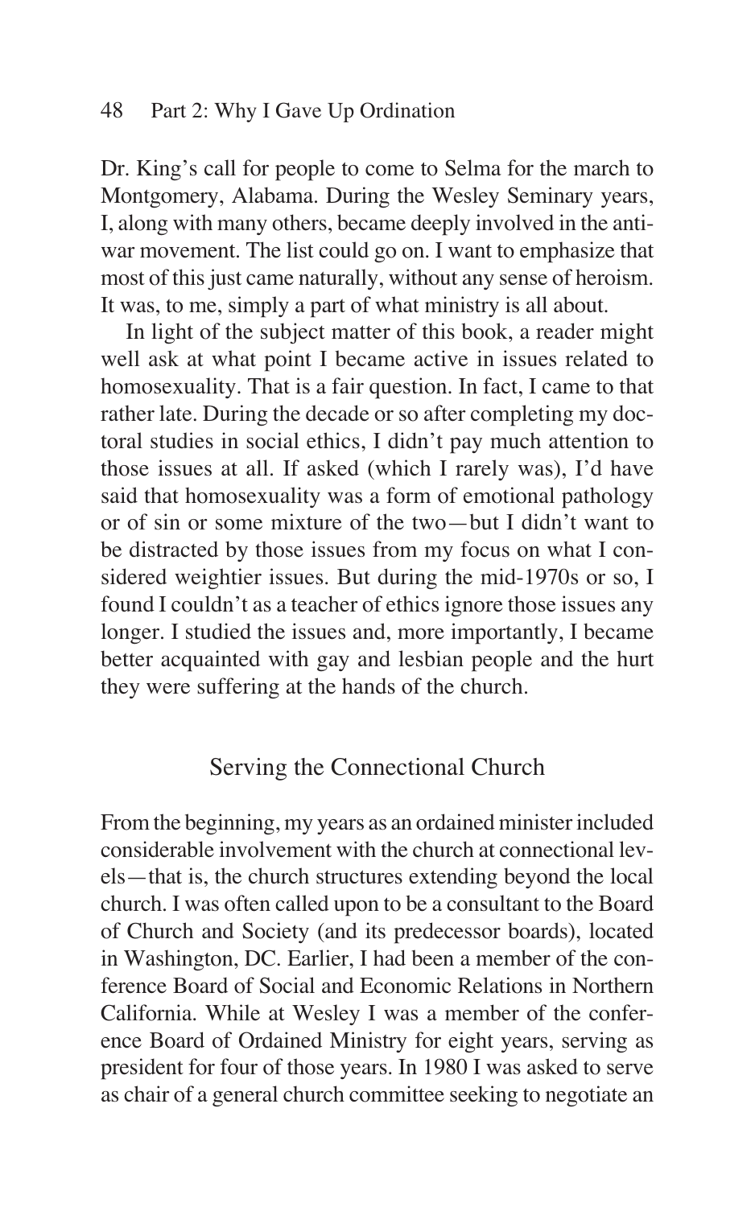Dr. King's call for people to come to Selma for the march to Montgomery, Alabama. During the Wesley Seminary years, I, along with many others, became deeply involved in the antiwar movement. The list could go on. I want to emphasize that most of this just came naturally, without any sense of heroism. It was, to me, simply a part of what ministry is all about.

In light of the subject matter of this book, a reader might well ask at what point I became active in issues related to homosexuality. That is a fair question. In fact, I came to that rather late. During the decade or so after completing my doctoral studies in social ethics, I didn't pay much attention to those issues at all. If asked (which I rarely was), I'd have said that homosexuality was a form of emotional pathology or of sin or some mixture of the two—but I didn't want to be distracted by those issues from my focus on what I considered weightier issues. But during the mid-1970s or so, I found I couldn't as a teacher of ethics ignore those issues any longer. I studied the issues and, more importantly, I became better acquainted with gay and lesbian people and the hurt they were suffering at the hands of the church.

## Serving the Connectional Church

From the beginning, my years as an ordained minister included considerable involvement with the church at connectional levels—that is, the church structures extending beyond the local church. I was often called upon to be a consultant to the Board of Church and Society (and its predecessor boards), located in Washington, DC. Earlier, I had been a member of the conference Board of Social and Economic Relations in Northern California. While at Wesley I was a member of the conference Board of Ordained Ministry for eight years, serving as president for four of those years. In 1980 I was asked to serve as chair of a general church committee seeking to negotiate an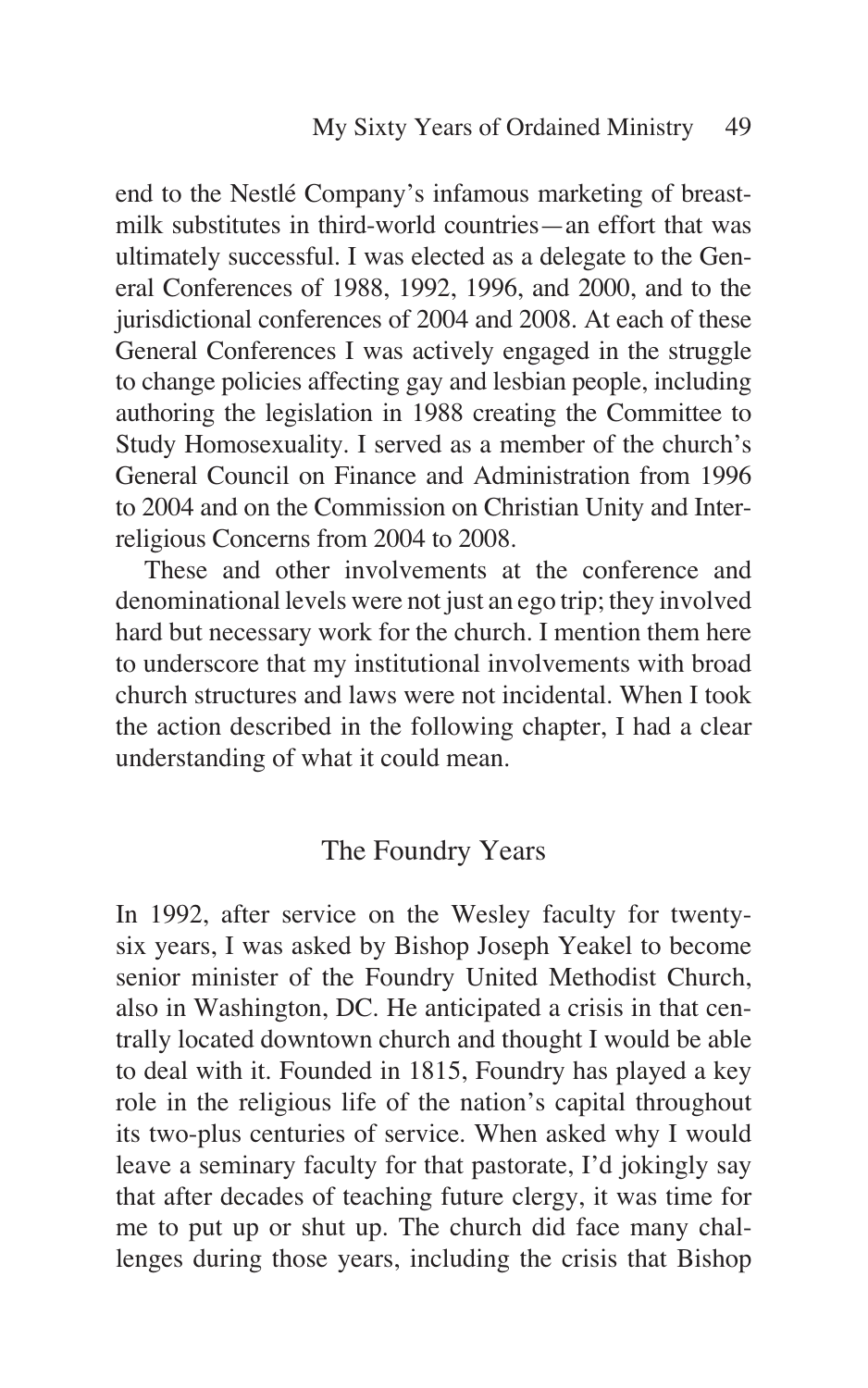end to the Nestlé Company's infamous marketing of breast-milk substitutes in third-world countries—an effort that was ultimately successful. I was elected as a delegate to the General Conferences of 1988, 1992, 1996, and 2000, and to the jurisdictional conferences of 2004 and 2008. At each of these General Conferences I was actively engaged in the struggle to change policies affecting gay and lesbian people, including authoring the legislation in 1988 creating the Committee to Study Homosexuality. I served as a member of the church's General Council on Finance and Administration from 1996 to 2004 and on the Commission on Christian Unity and Interreligious Concerns from 2004 to 2008.

These and other involvements at the conference and denominational levels were not just an ego trip; they involved hard but necessary work for the church. I mention them here to underscore that my institutional involvements with broad church structures and laws were not incidental. When I took the action described in the following chapter, I had a clear understanding of what it could mean.

## The Foundry Years

In 1992, after service on the Wesley faculty for twenty-six years, I was asked by Bishop Joseph Yeakel to become senior minister of the Foundry United Methodist Church, also in Washington, DC. He anticipated a crisis in that centrally located downtown church and thought I would be able to deal with it. Founded in 1815, Foundry has played a key role in the religious life of the nation's capital throughout its two-plus centuries of service. When asked why I would leave a seminary faculty for that pastorate, I'd jokingly say that after decades of teaching future clergy, it was time for me to put up or shut up. The church did face many challenges during those years, including the crisis that Bishop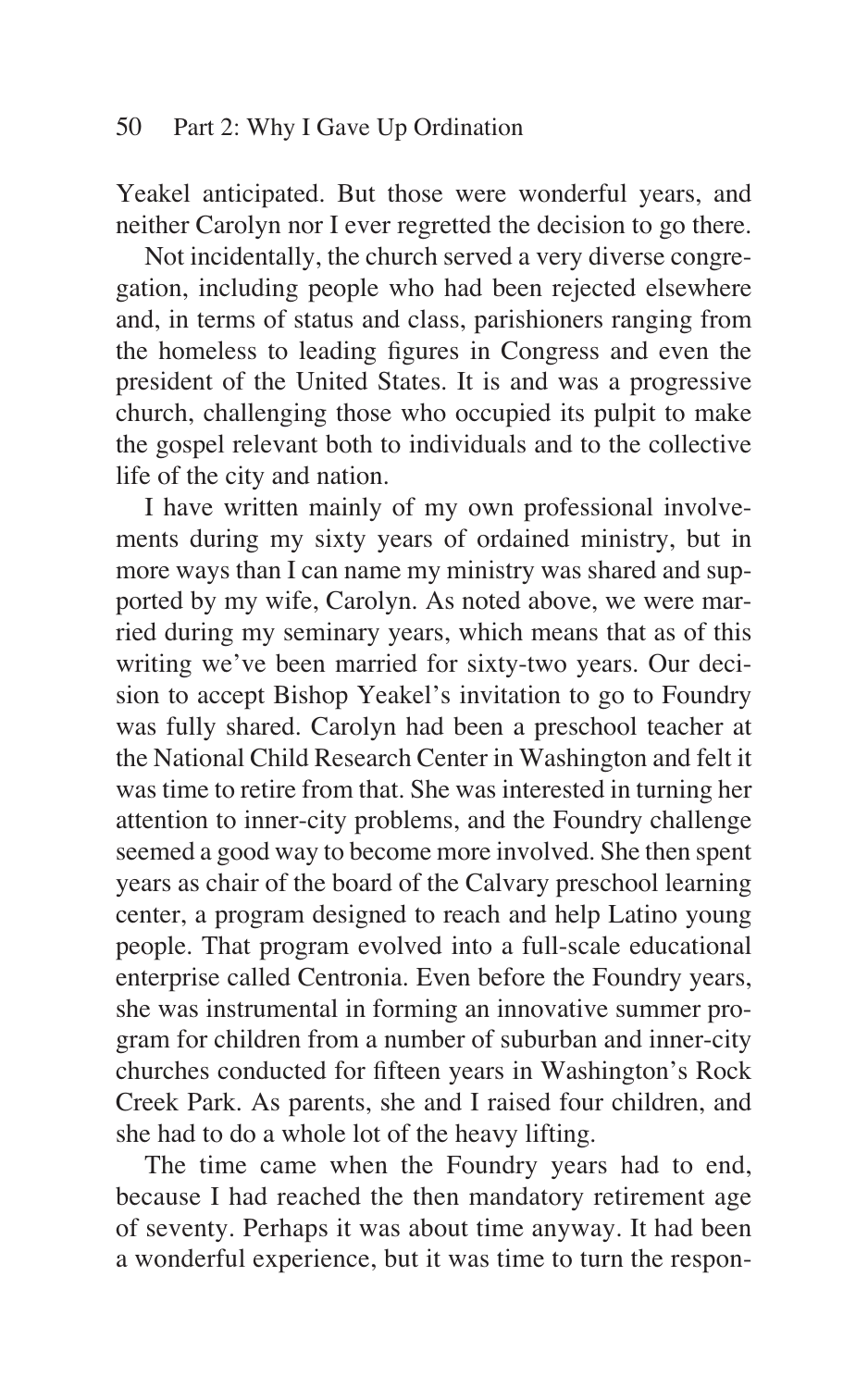Yeakel anticipated. But those were wonderful years, and neither Carolyn nor I ever regretted the decision to go there.

Not incidentally, the church served a very diverse congregation, including people who had been rejected elsewhere and, in terms of status and class, parishioners ranging from the homeless to leading figures in Congress and even the president of the United States. It is and was a progressive church, challenging those who occupied its pulpit to make the gospel relevant both to individuals and to the collective life of the city and nation.

I have written mainly of my own professional involvements during my sixty years of ordained ministry, but in more ways than I can name my ministry was shared and supported by my wife, Carolyn. As noted above, we were married during my seminary years, which means that as of this writing we've been married for sixty-two years. Our decision to accept Bishop Yeakel's invitation to go to Foundry was fully shared. Carolyn had been a preschool teacher at the National Child Research Center in Washington and felt it was time to retire from that. She was interested in turning her attention to inner-city problems, and the Foundry challenge seemed a good way to become more involved. She then spent years as chair of the board of the Calvary preschool learning center, a program designed to reach and help Latino young people. That program evolved into a full-scale educational enterprise called Centronia. Even before the Foundry years, she was instrumental in forming an innovative summer program for children from a number of suburban and inner-city churches conducted for fifteen years in Washington's Rock Creek Park. As parents, she and I raised four children, and she had to do a whole lot of the heavy lifting.

The time came when the Foundry years had to end, because I had reached the then mandatory retirement age of seventy. Perhaps it was about time anyway. It had been a wonderful experience, but it was time to turn the respon-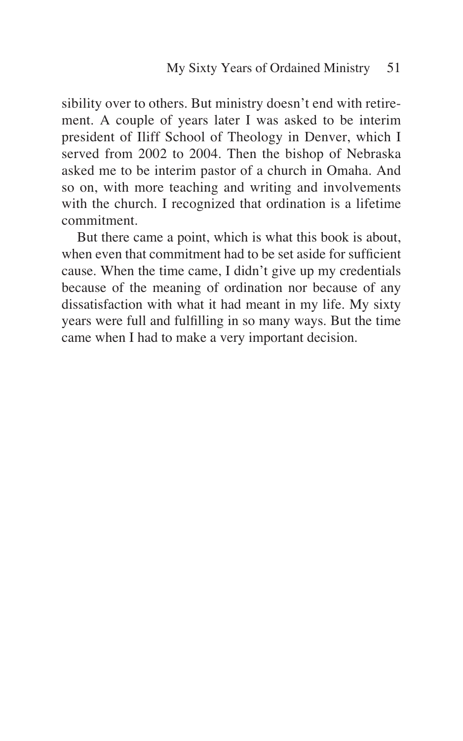sibility over to others. But ministry doesn't end with retirement. A couple of years later I was asked to be interim president of Iliff School of Theology in Denver, which I served from 2002 to 2004. Then the bishop of Nebraska asked me to be interim pastor of a church in Omaha. And so on, with more teaching and writing and involvements with the church. I recognized that ordination is a lifetime commitment.

But there came a point, which is what this book is about, when even that commitment had to be set aside for sufficient cause. When the time came, I didn't give up my credentials because of the meaning of ordination nor because of any dissatisfaction with what it had meant in my life. My sixty years were full and fulfilling in so many ways. But the time came when I had to make a very important decision.